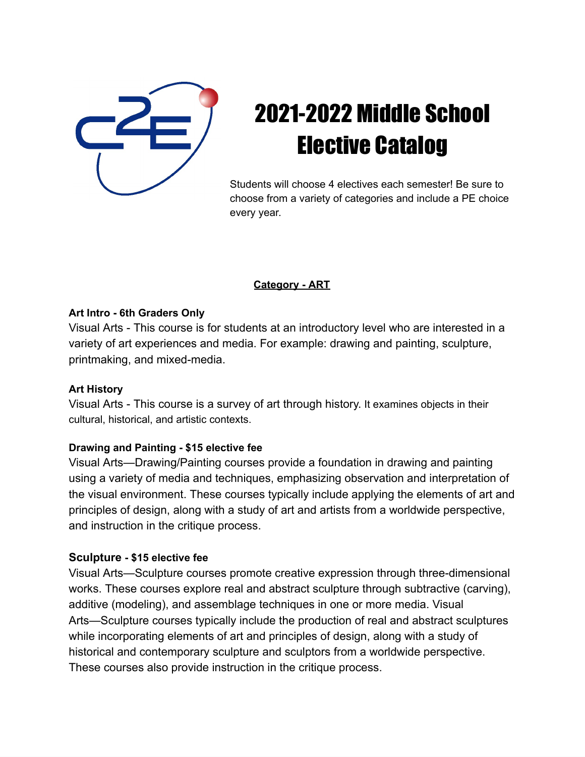# 2021-2022 Middle School Elective Catalog

Students will choose 4 electives each semester! Be sure to choose from a variety of categories and include a PE choice every year.

## Category - ART

**Art Intro - 6th Graders Only**

Visual Arts - This course is for students at an introductory level who are interested in a variety of art experiences and media. For example: drawing and painting, sculpture, printmaking, and mixed-media.

**Art History**

Visual Arts - This course is a survey of art through history. It examines objects in their cultural, historical, and artistic contexts.

**Drawing and Painting - $15 elective fee**

Visual Arts—Drawing/Painting courses provide a foundation in drawing and painting using a variety of media and techniques, emphasizing observation and interpretation of the visual environment. These courses typically include applying the elements of art and principles of design, along with a study of art and artists from a worldwide perspective, and instruction in the critique process.

**Sculpture - $15 elective fee**

Visual Arts—Sculpture courses promote creative expression through three-dimensional works. These courses explore real and abstract sculpture through subtractive (carving), additive (modeling), and assemblage techniques in one or more media. Visual Arts—Sculpture courses typically include the production of real and abstract sculptures while incorporating elements of art and principles of design, along with a study of historical and contemporary sculpture and sculptors from a worldwide perspective. These courses also provide instruction in the critique process.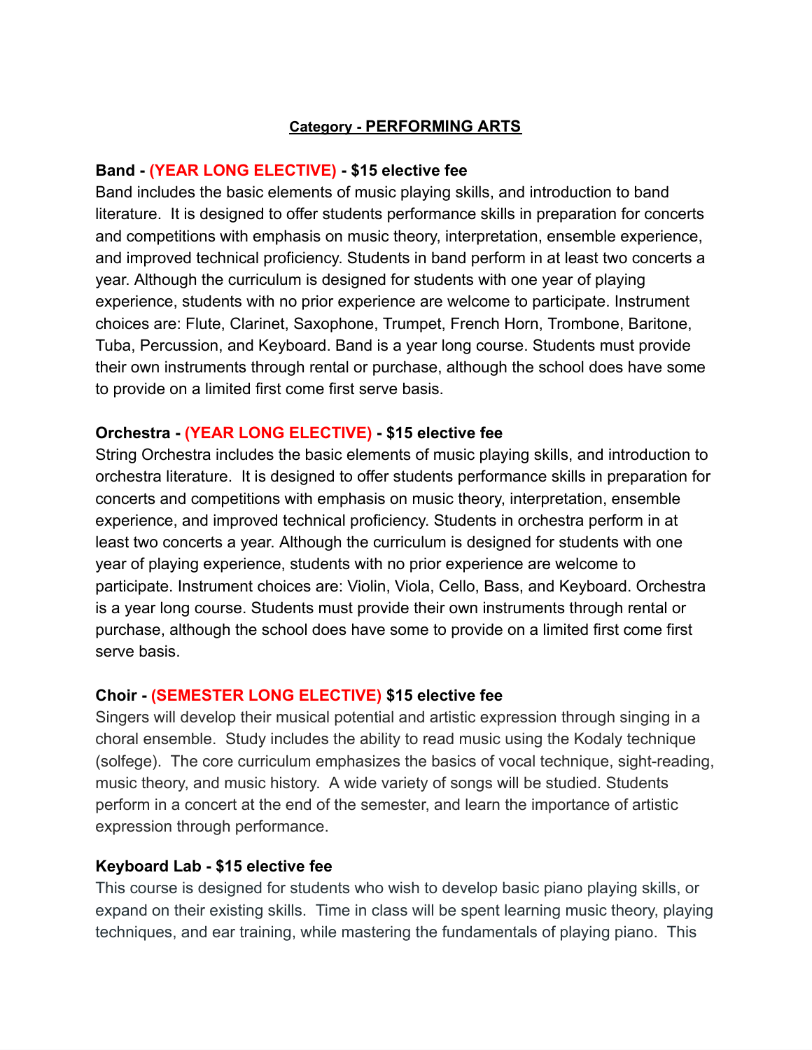## Category - PERFORMING ARTS

### Band - (YEAR LONG ELECTIVE) - $15 elective fee

Band includes the basic elements of music playing skills, and introduction to band literature. It is designed to offer students performance skills in preparation for concerts and competitions with emphasis on music theory, interpretation, ensemble experience, and improved technical proficiency. Students in band perform in at least two concerts a year. Although the curriculum is designed for students with one year of playing experience, students with no prior experience are welcome to participate. Instrument choices are: Flute, Clarinet, Saxophone, Trumpet, French Horn, Trombone, Baritone, Tuba, Percussion, and Keyboard. Band is a year long course. Students must provide their own instruments through rental or purchase, although the school does have some to provide on a limited first come first serve basis.

### Orchestra - (YEAR LONG ELECTIVE) - $15 elective fee

String Orchestra includes the basic elements of music playing skills, and introduction to orchestra literature. It is designed to offer students performance skills in preparation for concerts and competitions with emphasis on music theory, interpretation, ensemble experience, and improved technical proficiency. Students in orchestra perform in at least two concerts a year. Although the curriculum is designed for students with one year of playing experience, students with no prior experience are welcome to participate. Instrument choices are: Violin, Viola, Cello, Bass, and Keyboard. Orchestra is a year long course. Students must provide their own instruments through rental or purchase, although the school does have some to provide on a limited first come first serve basis.

### Choir - (SEMESTER LONG ELECTIVE) $15 elective fee

Singers will develop their musical potential and artistic expression through singing in a choral ensemble. Study includes the ability to read music using the Kodaly technique (solfege). The core curriculum emphasizes the basics of vocal technique, sight-reading, music theory, and music history. A wide variety of songs will be studied. Students perform in a concert at the end of the semester, and learn the importance of artistic expression through performance.

### Keyboard Lab - $15 elective fee

This course is designed for students who wish to develop basic piano playing skills, or expand on their existing skills. Time in class will be spent learning music theory, playing techniques, and ear training, while mastering the fundamentals of playing piano. This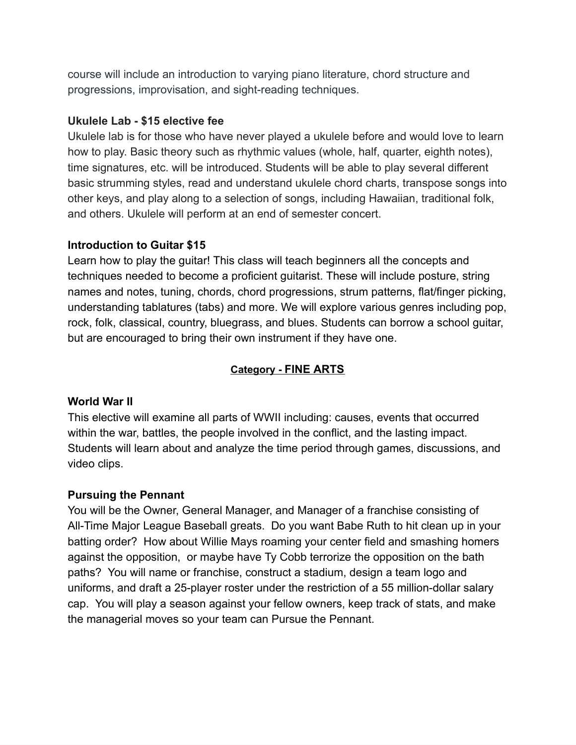course will include an introduction to varying piano literature, chord structure and progressions, improvisation, and sight-reading techniques.

**Ukulele Lab - $15 elective fee**
Ukulele lab is for those who have never played a ukulele before and would love to learn how to play. Basic theory such as rhythmic values (whole, half, quarter, eighth notes), time signatures, etc. will be introduced. Students will be able to play several different basic strumming styles, read and understand ukulele chord charts, transpose songs into other keys, and play along to a selection of songs, including Hawaiian, traditional folk, and others. Ukulele will perform at an end of semester concert.

**Introduction to Guitar $15**
Learn how to play the guitar! This class will teach beginners all the concepts and techniques needed to become a proficient guitarist. These will include posture, string names and notes, tuning, chords, chord progressions, strum patterns, flat/finger picking, understanding tablatures (tabs) and more. We will explore various genres including pop, rock, folk, classical, country, bluegrass, and blues. Students can borrow a school guitar, but are encouraged to bring their own instrument if they have one.

## Category - FINE ARTS

**World War II**
This elective will examine all parts of WWII including: causes, events that occurred within the war, battles, the people involved in the conflict, and the lasting impact. Students will learn about and analyze the time period through games, discussions, and video clips.

**Pursuing the Pennant**
You will be the Owner, General Manager, and Manager of a franchise consisting of All-Time Major League Baseball greats. Do you want Babe Ruth to hit clean up in your batting order? How about Willie Mays roaming your center field and smashing homers against the opposition, or maybe have Ty Cobb terrorize the opposition on the bath paths? You will name or franchise, construct a stadium, design a team logo and uniforms, and draft a 25-player roster under the restriction of a 55 million-dollar salary cap. You will play a season against your fellow owners, keep track of stats, and make the managerial moves so your team can Pursue the Pennant.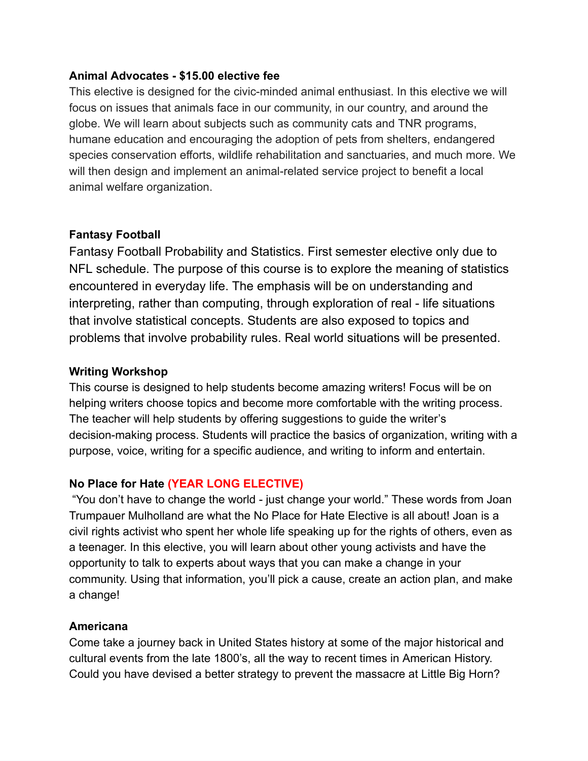**Animal Advocates - $15.00 elective fee**

This elective is designed for the civic-minded animal enthusiast. In this elective we will focus on issues that animals face in our community, in our country, and around the globe. We will learn about subjects such as community cats and TNR programs, humane education and encouraging the adoption of pets from shelters, endangered species conservation efforts, wildlife rehabilitation and sanctuaries, and much more. We will then design and implement an animal-related service project to benefit a local animal welfare organization.

**Fantasy Football**

Fantasy Football Probability and Statistics. First semester elective only due to NFL schedule. The purpose of this course is to explore the meaning of statistics encountered in everyday life. The emphasis will be on understanding and interpreting, rather than computing, through exploration of real - life situations that involve statistical concepts. Students are also exposed to topics and problems that involve probability rules. Real world situations will be presented.

**Writing Workshop**

This course is designed to help students become amazing writers! Focus will be on helping writers choose topics and become more comfortable with the writing process. The teacher will help students by offering suggestions to guide the writer's decision-making process. Students will practice the basics of organization, writing with a purpose, voice, writing for a specific audience, and writing to inform and entertain.

**No Place for Hate (YEAR LONG ELECTIVE)**

"You don't have to change the world - just change your world." These words from Joan Trumpauer Mulholland are what the No Place for Hate Elective is all about! Joan is a civil rights activist who spent her whole life speaking up for the rights of others, even as a teenager. In this elective, you will learn about other young activists and have the opportunity to talk to experts about ways that you can make a change in your community. Using that information, you'll pick a cause, create an action plan, and make a change!

**Americana**

Come take a journey back in United States history at some of the major historical and cultural events from the late 1800's, all the way to recent times in American History. Could you have devised a better strategy to prevent the massacre at Little Big Horn?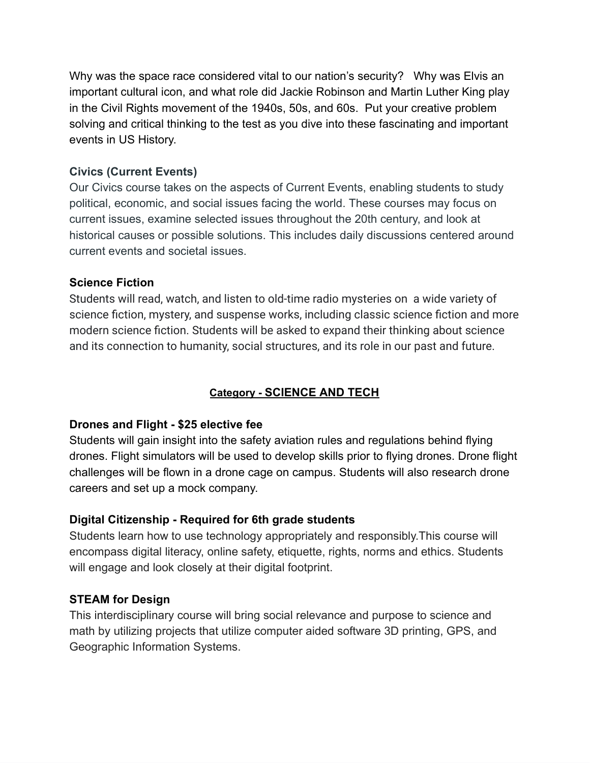Why was the space race considered vital to our nation's security? Why was Elvis an important cultural icon, and what role did Jackie Robinson and Martin Luther King play in the Civil Rights movement of the 1940s, 50s, and 60s. Put your creative problem solving and critical thinking to the test as you dive into these fascinating and important events in US History.

**Civics (Current Events)**
Our Civics course takes on the aspects of Current Events, enabling students to study political, economic, and social issues facing the world. These courses may focus on current issues, examine selected issues throughout the 20th century, and look at historical causes or possible solutions. This includes daily discussions centered around current events and societal issues.

**Science Fiction**
Students will read, watch, and listen to old-time radio mysteries on a wide variety of science fiction, mystery, and suspense works, including classic science fiction and more modern science fiction. Students will be asked to expand their thinking about science and its connection to humanity, social structures, and its role in our past and future.

## Category - SCIENCE AND TECH

**Drones and Flight - $25 elective fee**
Students will gain insight into the safety aviation rules and regulations behind flying drones. Flight simulators will be used to develop skills prior to flying drones. Drone flight challenges will be flown in a drone cage on campus. Students will also research drone careers and set up a mock company.

**Digital Citizenship - Required for 6th grade students**
Students learn how to use technology appropriately and responsibly.This course will encompass digital literacy, online safety, etiquette, rights, norms and ethics. Students will engage and look closely at their digital footprint.

**STEAM for Design**
This interdisciplinary course will bring social relevance and purpose to science and math by utilizing projects that utilize computer aided software 3D printing, GPS, and Geographic Information Systems.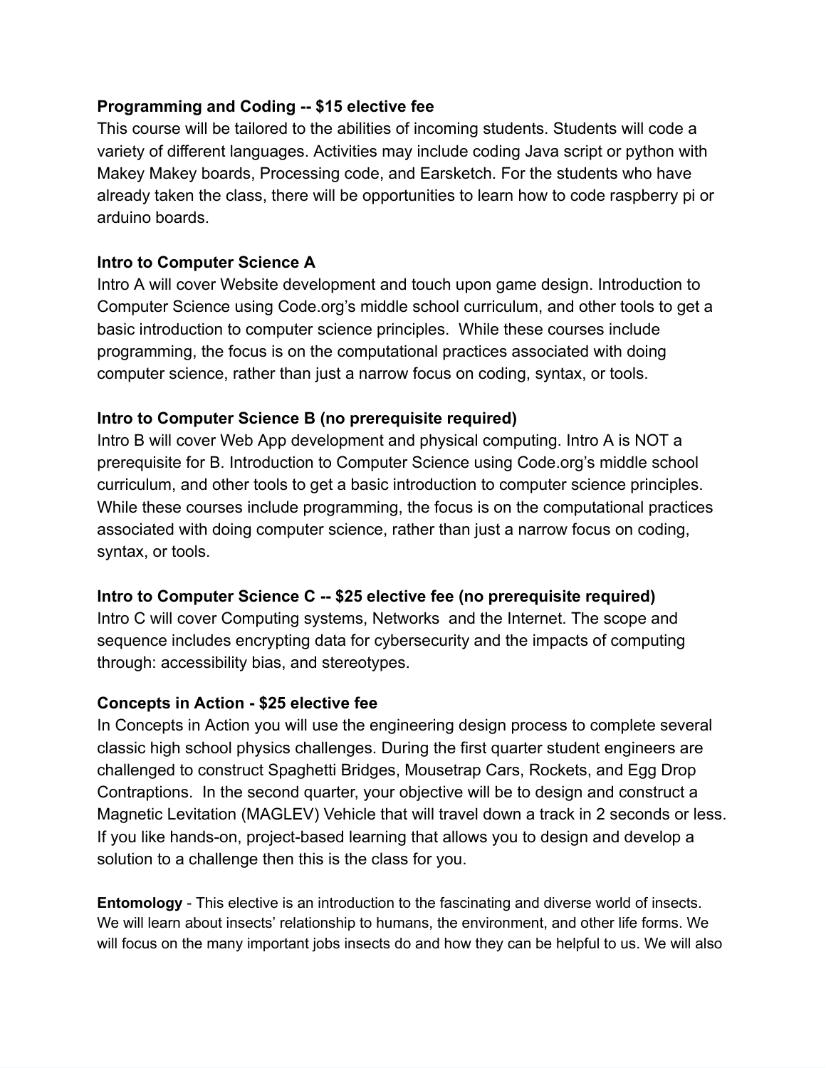**Programming and Coding -- $15 elective fee**
This course will be tailored to the abilities of incoming students. Students will code a variety of different languages. Activities may include coding Java script or python with Makey Makey boards, Processing code, and Earsketch. For the students who have already taken the class, there will be opportunities to learn how to code raspberry pi or arduino boards.

**Intro to Computer Science A**
Intro A will cover Website development and touch upon game design. Introduction to Computer Science using Code.org's middle school curriculum, and other tools to get a basic introduction to computer science principles. While these courses include programming, the focus is on the computational practices associated with doing computer science, rather than just a narrow focus on coding, syntax, or tools.

**Intro to Computer Science B (no prerequisite required)**
Intro B will cover Web App development and physical computing. Intro A is NOT a prerequisite for B. Introduction to Computer Science using Code.org's middle school curriculum, and other tools to get a basic introduction to computer science principles. While these courses include programming, the focus is on the computational practices associated with doing computer science, rather than just a narrow focus on coding, syntax, or tools.

**Intro to Computer Science C -- $25 elective fee (no prerequisite required)**
Intro C will cover Computing systems, Networks and the Internet. The scope and sequence includes encrypting data for cybersecurity and the impacts of computing through: accessibility bias, and stereotypes.

**Concepts in Action - $25 elective fee**
In Concepts in Action you will use the engineering design process to complete several classic high school physics challenges. During the first quarter student engineers are challenged to construct Spaghetti Bridges, Mousetrap Cars, Rockets, and Egg Drop Contraptions. In the second quarter, your objective will be to design and construct a Magnetic Levitation (MAGLEV) Vehicle that will travel down a track in 2 seconds or less. If you like hands-on, project-based learning that allows you to design and develop a solution to a challenge then this is the class for you.

**Entomology** - This elective is an introduction to the fascinating and diverse world of insects. We will learn about insects' relationship to humans, the environment, and other life forms. We will focus on the many important jobs insects do and how they can be helpful to us. We will also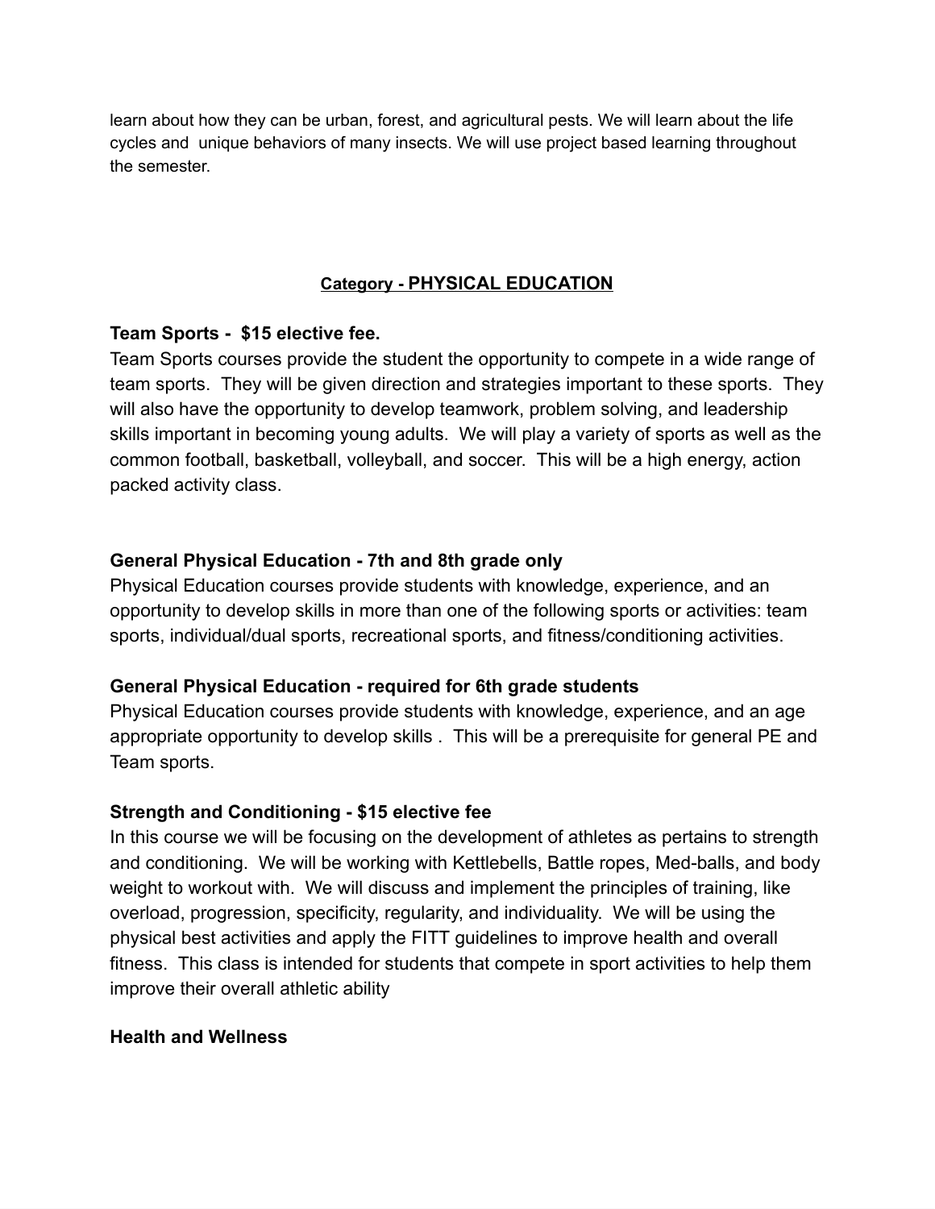learn about how they can be urban, forest, and agricultural pests. We will learn about the life cycles and unique behaviors of many insects. We will use project based learning throughout the semester.

## Category - PHYSICAL EDUCATION

**Team Sports - $15 elective fee.**

Team Sports courses provide the student the opportunity to compete in a wide range of team sports. They will be given direction and strategies important to these sports. They will also have the opportunity to develop teamwork, problem solving, and leadership skills important in becoming young adults. We will play a variety of sports as well as the common football, basketball, volleyball, and soccer. This will be a high energy, action packed activity class.

**General Physical Education - 7th and 8th grade only**

Physical Education courses provide students with knowledge, experience, and an opportunity to develop skills in more than one of the following sports or activities: team sports, individual/dual sports, recreational sports, and fitness/conditioning activities.

**General Physical Education - required for 6th grade students**

Physical Education courses provide students with knowledge, experience, and an age appropriate opportunity to develop skills . This will be a prerequisite for general PE and Team sports.

**Strength and Conditioning - $15 elective fee**

In this course we will be focusing on the development of athletes as pertains to strength and conditioning. We will be working with Kettlebells, Battle ropes, Med-balls, and body weight to workout with. We will discuss and implement the principles of training, like overload, progression, specificity, regularity, and individuality. We will be using the physical best activities and apply the FITT guidelines to improve health and overall fitness. This class is intended for students that compete in sport activities to help them improve their overall athletic ability

**Health and Wellness**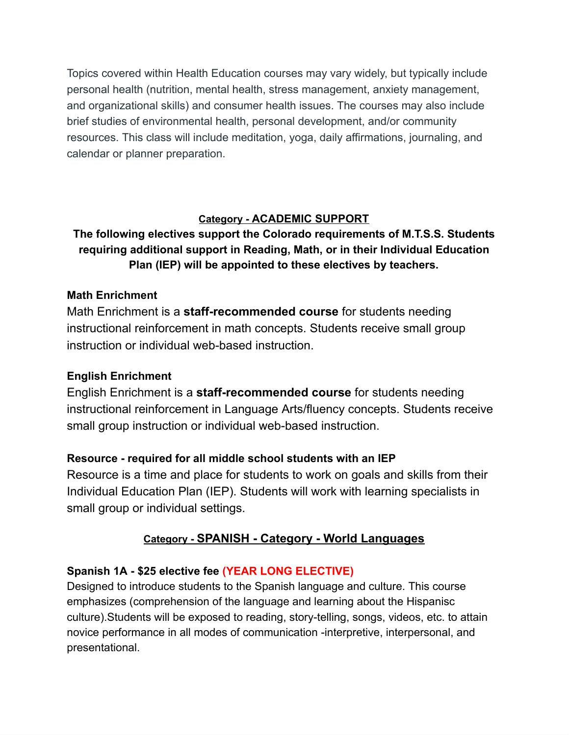Topics covered within Health Education courses may vary widely, but typically include personal health (nutrition, mental health, stress management, anxiety management, and organizational skills) and consumer health issues. The courses may also include brief studies of environmental health, personal development, and/or community resources. This class will include meditation, yoga, daily affirmations, journaling, and calendar or planner preparation.

## Category - ACADEMIC SUPPORT

**The following electives support the Colorado requirements of M.T.S.S. Students requiring additional support in Reading, Math, or in their Individual Education Plan (IEP) will be appointed to these electives by teachers.**

### Math Enrichment

Math Enrichment is a **staff-recommended course** for students needing instructional reinforcement in math concepts. Students receive small group instruction or individual web-based instruction.

### English Enrichment

English Enrichment is a **staff-recommended course** for students needing instructional reinforcement in Language Arts/fluency concepts. Students receive small group instruction or individual web-based instruction.

### Resource - required for all middle school students with an IEP

Resource is a time and place for students to work on goals and skills from their Individual Education Plan (IEP). Students will work with learning specialists in small group or individual settings.

## Category - SPANISH - Category - World Languages

### Spanish 1A - $25 elective fee (YEAR LONG ELECTIVE)

Designed to introduce students to the Spanish language and culture. This course emphasizes (comprehension of the language and learning about the Hispanisc culture).Students will be exposed to reading, story-telling, songs, videos, etc. to attain novice performance in all modes of communication -interpretive, interpersonal, and presentational.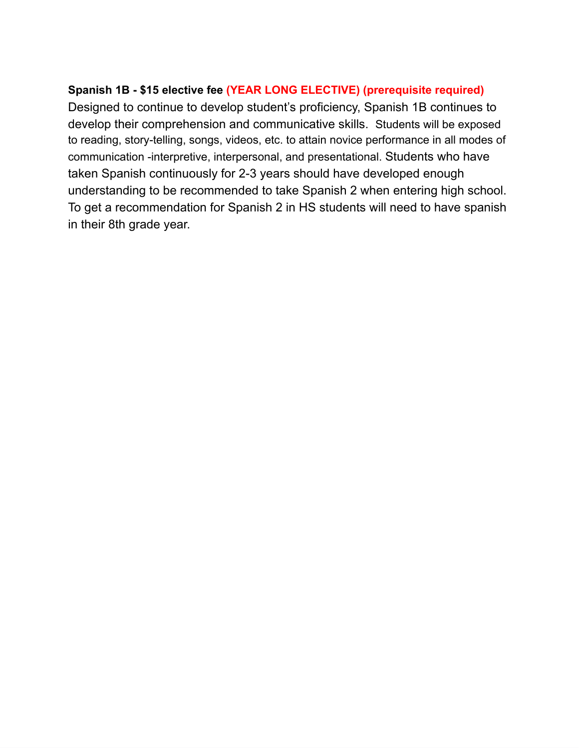**Spanish 1B - $15 elective fee (YEAR LONG ELECTIVE) (prerequisite required)**
Designed to continue to develop student's proficiency, Spanish 1B continues to develop their comprehension and communicative skills. Students will be exposed to reading, story-telling, songs, videos, etc. to attain novice performance in all modes of communication -interpretive, interpersonal, and presentational. Students who have taken Spanish continuously for 2-3 years should have developed enough understanding to be recommended to take Spanish 2 when entering high school. To get a recommendation for Spanish 2 in HS students will need to have spanish in their 8th grade year.